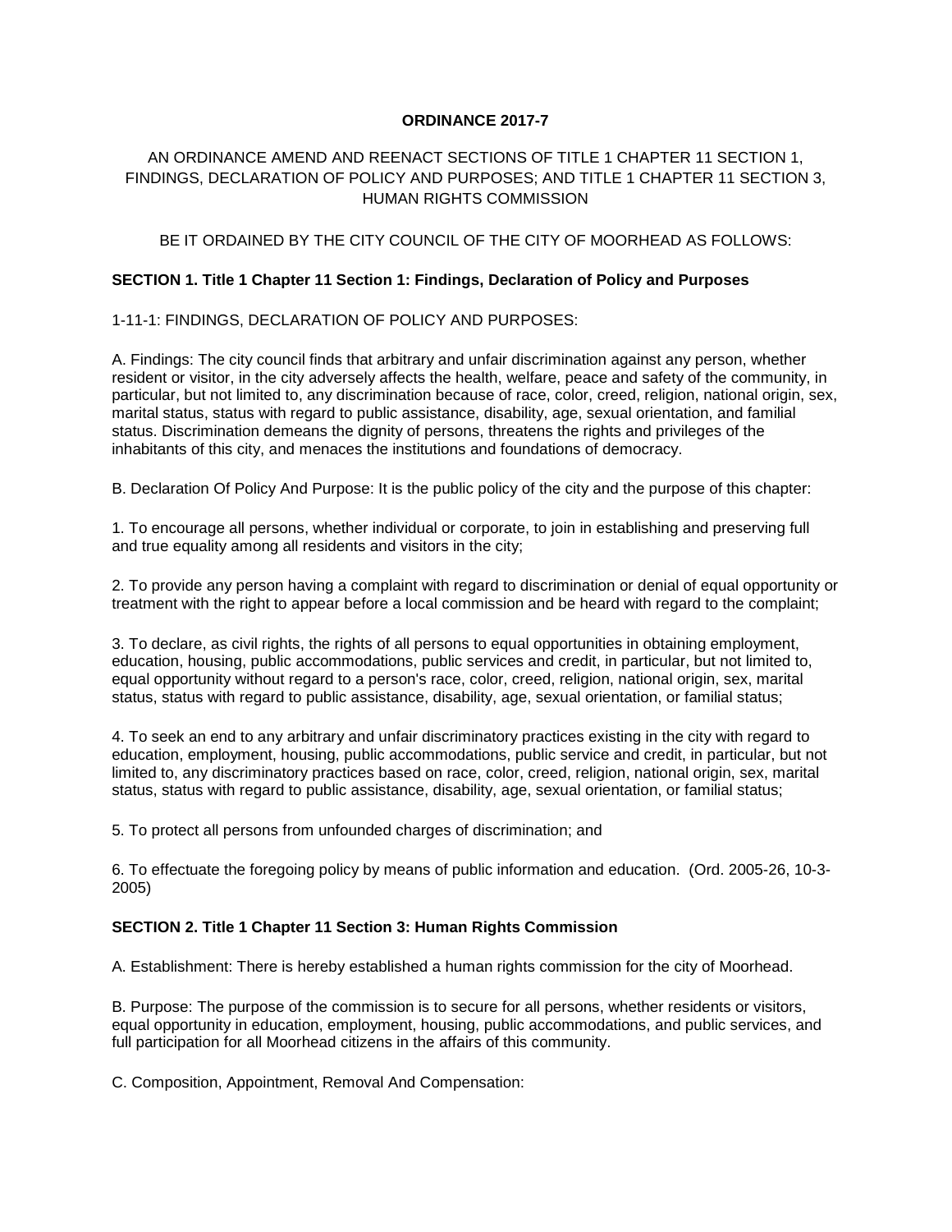**ORDINANCE 2017-7**

AN ORDINANCE AMEND AND REENACT SECTIONS OF TITLE 1 CHAPTER 11 SECTION 1, FINDINGS, DECLARATION OF POLICY AND PURPOSES; AND TITLE 1 CHAPTER 11 SECTION 3, HUMAN RIGHTS COMMISSION

BE IT ORDAINED BY THE CITY COUNCIL OF THE CITY OF MOORHEAD AS FOLLOWS:

**SECTION 1. Title 1 Chapter 11 Section 1: Findings, Declaration of Policy and Purposes**

1-11-1: FINDINGS, DECLARATION OF POLICY AND PURPOSES:

A. Findings: The city council finds that arbitrary and unfair discrimination against any person, whether resident or visitor, in the city adversely affects the health, welfare, peace and safety of the community, in particular, but not limited to, any discrimination because of race, color, creed, religion, national origin, sex, marital status, status with regard to public assistance, disability, age, sexual orientation, and familial status. Discrimination demeans the dignity of persons, threatens the rights and privileges of the inhabitants of this city, and menaces the institutions and foundations of democracy.

B. Declaration Of Policy And Purpose: It is the public policy of the city and the purpose of this chapter:

1. To encourage all persons, whether individual or corporate, to join in establishing and preserving full and true equality among all residents and visitors in the city;

2. To provide any person having a complaint with regard to discrimination or denial of equal opportunity or treatment with the right to appear before a local commission and be heard with regard to the complaint;

3. To declare, as civil rights, the rights of all persons to equal opportunities in obtaining employment, education, housing, public accommodations, public services and credit, in particular, but not limited to, equal opportunity without regard to a person's race, color, creed, religion, national origin, sex, marital status, status with regard to public assistance, disability, age, sexual orientation, or familial status;

4. To seek an end to any arbitrary and unfair discriminatory practices existing in the city with regard to education, employment, housing, public accommodations, public service and credit, in particular, but not limited to, any discriminatory practices based on race, color, creed, religion, national origin, sex, marital status, status with regard to public assistance, disability, age, sexual orientation, or familial status;

5. To protect all persons from unfounded charges of discrimination; and

6. To effectuate the foregoing policy by means of public information and education. (Ord. 2005-26, 10-3-2005)

**SECTION 2. Title 1 Chapter 11 Section 3: Human Rights Commission**

A. Establishment: There is hereby established a human rights commission for the city of Moorhead.

B. Purpose: The purpose of the commission is to secure for all persons, whether residents or visitors, equal opportunity in education, employment, housing, public accommodations, and public services, and full participation for all Moorhead citizens in the affairs of this community.

C. Composition, Appointment, Removal And Compensation: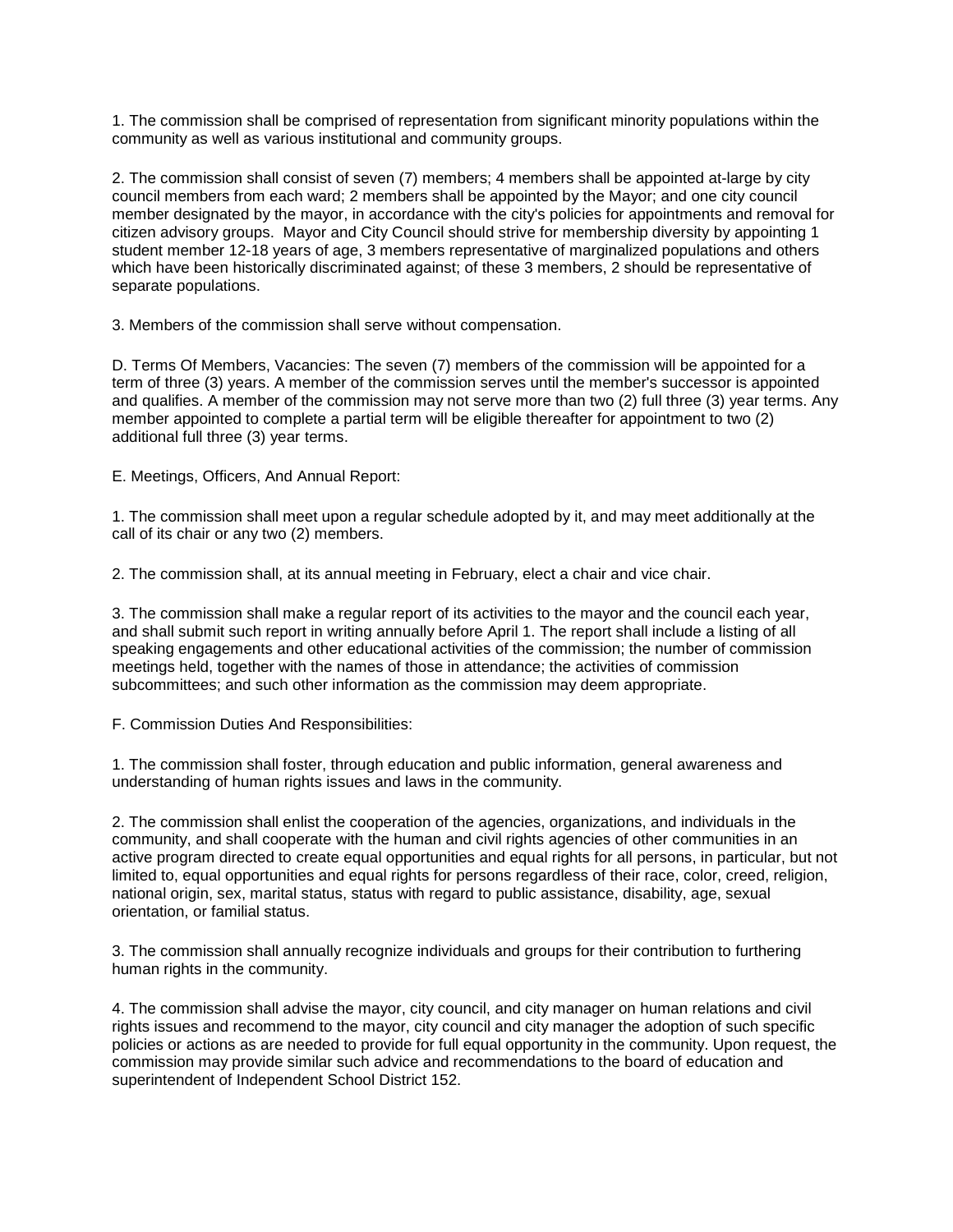1. The commission shall be comprised of representation from significant minority populations within the community as well as various institutional and community groups.

2. The commission shall consist of seven (7) members; 4 members shall be appointed at-large by city council members from each ward; 2 members shall be appointed by the Mayor; and one city council member designated by the mayor, in accordance with the city's policies for appointments and removal for citizen advisory groups.  Mayor and City Council should strive for membership diversity by appointing 1 student member 12-18 years of age, 3 members representative of marginalized populations and others which have been historically discriminated against; of these 3 members, 2 should be representative of separate populations.

3. Members of the commission shall serve without compensation.

D. Terms Of Members, Vacancies: The seven (7) members of the commission will be appointed for a term of three (3) years. A member of the commission serves until the member's successor is appointed and qualifies. A member of the commission may not serve more than two (2) full three (3) year terms. Any member appointed to complete a partial term will be eligible thereafter for appointment to two (2) additional full three (3) year terms.

E. Meetings, Officers, And Annual Report:

1. The commission shall meet upon a regular schedule adopted by it, and may meet additionally at the call of its chair or any two (2) members.

2. The commission shall, at its annual meeting in February, elect a chair and vice chair.

3. The commission shall make a regular report of its activities to the mayor and the council each year, and shall submit such report in writing annually before April 1. The report shall include a listing of all speaking engagements and other educational activities of the commission; the number of commission meetings held, together with the names of those in attendance; the activities of commission subcommittees; and such other information as the commission may deem appropriate.

F. Commission Duties And Responsibilities:

1. The commission shall foster, through education and public information, general awareness and understanding of human rights issues and laws in the community.

2. The commission shall enlist the cooperation of the agencies, organizations, and individuals in the community, and shall cooperate with the human and civil rights agencies of other communities in an active program directed to create equal opportunities and equal rights for all persons, in particular, but not limited to, equal opportunities and equal rights for persons regardless of their race, color, creed, religion, national origin, sex, marital status, status with regard to public assistance, disability, age, sexual orientation, or familial status.

3. The commission shall annually recognize individuals and groups for their contribution to furthering human rights in the community.

4. The commission shall advise the mayor, city council, and city manager on human relations and civil rights issues and recommend to the mayor, city council and city manager the adoption of such specific policies or actions as are needed to provide for full equal opportunity in the community. Upon request, the commission may provide similar such advice and recommendations to the board of education and superintendent of Independent School District 152.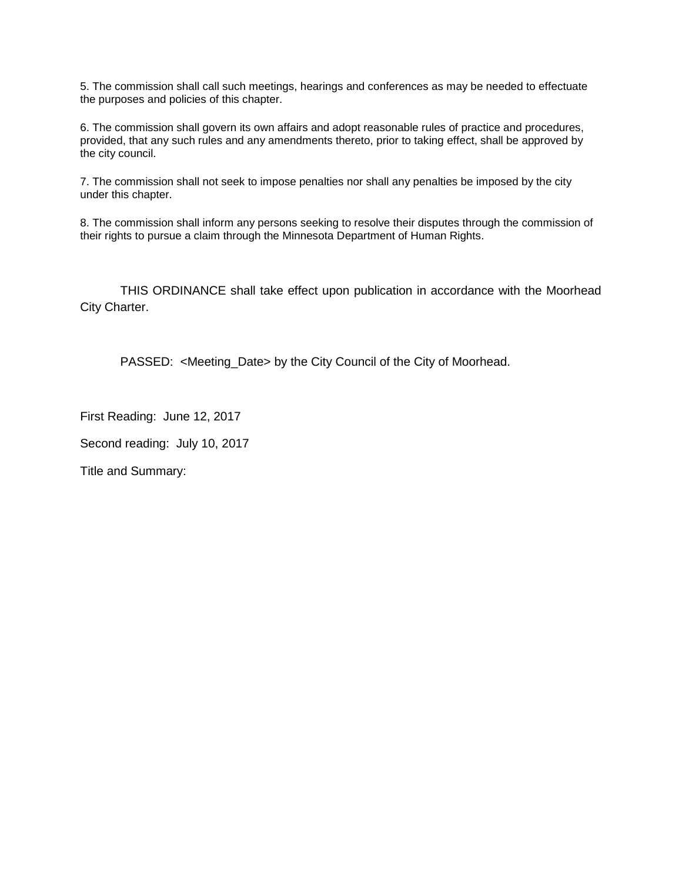5. The commission shall call such meetings, hearings and conferences as may be needed to effectuate the purposes and policies of this chapter.

6. The commission shall govern its own affairs and adopt reasonable rules of practice and procedures, provided, that any such rules and any amendments thereto, prior to taking effect, shall be approved by the city council.

7. The commission shall not seek to impose penalties nor shall any penalties be imposed by the city under this chapter.

8. The commission shall inform any persons seeking to resolve their disputes through the commission of their rights to pursue a claim through the Minnesota Department of Human Rights.

THIS ORDINANCE shall take effect upon publication in accordance with the Moorhead City Charter.

PASSED: <Meeting_Date> by the City Council of the City of Moorhead.

First Reading: June 12, 2017

Second reading: July 10, 2017

Title and Summary: